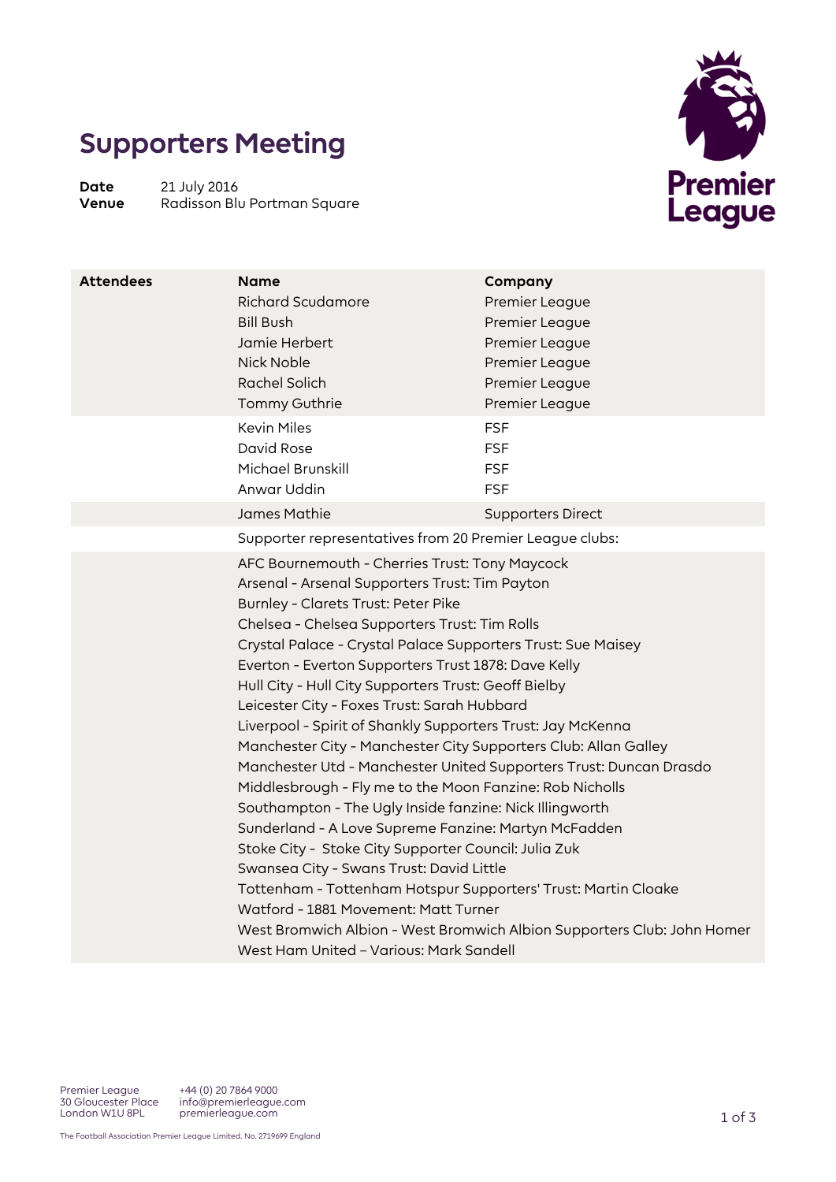# Supporters Meeting

**Date** 21 July 2016
**Venue** Radisson Blu Portman Square

| Attendees | Name | Company |
|---|---|---|
| | Richard Scudamore | Premier League |
| | Bill Bush | Premier League |
| | Jamie Herbert | Premier League |
| | Nick Noble | Premier League |
| | Rachel Solich | Premier League |
| | Tommy Guthrie | Premier League |
| | Kevin Miles | FSF |
| | David Rose | FSF |
| | Michael Brunskill | FSF |
| | Anwar Uddin | FSF |
| | James Mathie | Supporters Direct |
| | Supporter representatives from 20 Premier League clubs: | |
| | AFC Bournemouth - Cherries Trust: Tony Maycock | |
| | Arsenal - Arsenal Supporters Trust: Tim Payton | |
| | Burnley - Clarets Trust: Peter Pike | |
| | Chelsea - Chelsea Supporters Trust: Tim Rolls | |
| | Crystal Palace - Crystal Palace Supporters Trust: Sue Maisey | |
| | Everton - Everton Supporters Trust 1878: Dave Kelly | |
| | Hull City - Hull City Supporters Trust: Geoff Bielby | |
| | Leicester City - Foxes Trust: Sarah Hubbard | |
| | Liverpool - Spirit of Shankly Supporters Trust: Jay McKenna | |
| | Manchester City - Manchester City Supporters Club: Allan Galley | |
| | Manchester Utd - Manchester United Supporters Trust: Duncan Drasdo | |
| | Middlesbrough - Fly me to the Moon Fanzine: Rob Nicholls | |
| | Southampton - The Ugly Inside fanzine: Nick Illingworth | |
| | Sunderland - A Love Supreme Fanzine: Martyn McFadden | |
| | Stoke City - Stoke City Supporter Council: Julia Zuk | |
| | Swansea City - Swans Trust: David Little | |
| | Tottenham - Tottenham Hotspur Supporters' Trust: Martin Cloake | |
| | Watford - 1881 Movement: Matt Turner | |
| | West Bromwich Albion - West Bromwich Albion Supporters Club: John Homer | |
| | West Ham United – Various: Mark Sandell | |

Premier League
30 Gloucester Place
London W1U 8PL

+44 (0) 20 7864 9000
info@premierleague.com
premierleague.com

The Football Association Premier League Limited. No. 2719699 England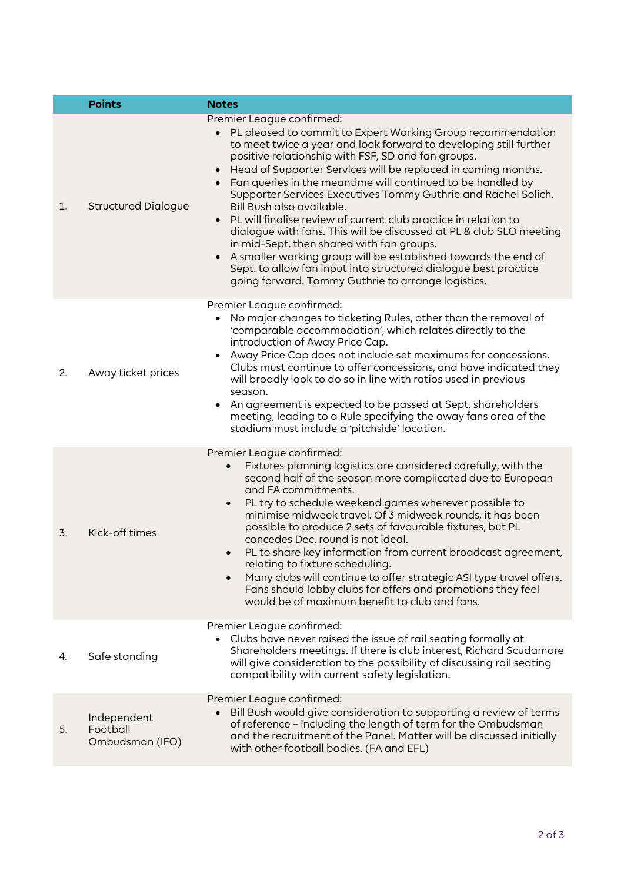| | Points | Notes |
|---|---|---|
| 1. | Structured Dialogue | Premier League confirmed:<br>• PL pleased to commit to Expert Working Group recommendation to meet twice a year and look forward to developing still further positive relationship with FSF, SD and fan groups.<br>• Head of Supporter Services will be replaced in coming months.<br>• Fan queries in the meantime will continued to be handled by Supporter Services Executives Tommy Guthrie and Rachel Solich. Bill Bush also available.<br>• PL will finalise review of current club practice in relation to dialogue with fans. This will be discussed at PL & club SLO meeting in mid-Sept, then shared with fan groups.<br>• A smaller working group will be established towards the end of Sept. to allow fan input into structured dialogue best practice going forward. Tommy Guthrie to arrange logistics. |
| 2. | Away ticket prices | Premier League confirmed:<br>• No major changes to ticketing Rules, other than the removal of 'comparable accommodation', which relates directly to the introduction of Away Price Cap.<br>• Away Price Cap does not include set maximums for concessions. Clubs must continue to offer concessions, and have indicated they will broadly look to do so in line with ratios used in previous season.<br>• An agreement is expected to be passed at Sept. shareholders meeting, leading to a Rule specifying the away fans area of the stadium must include a 'pitchside' location. |
| 3. | Kick-off times | Premier League confirmed:<br>• Fixtures planning logistics are considered carefully, with the second half of the season more complicated due to European and FA commitments.<br>• PL try to schedule weekend games wherever possible to minimise midweek travel. Of 3 midweek rounds, it has been possible to produce 2 sets of favourable fixtures, but PL concedes Dec. round is not ideal.<br>• PL to share key information from current broadcast agreement, relating to fixture scheduling.<br>• Many clubs will continue to offer strategic ASI type travel offers. Fans should lobby clubs for offers and promotions they feel would be of maximum benefit to club and fans. |
| 4. | Safe standing | Premier League confirmed:<br>• Clubs have never raised the issue of rail seating formally at Shareholders meetings. If there is club interest, Richard Scudamore will give consideration to the possibility of discussing rail seating compatibility with current safety legislation. |
| 5. | Independent Football Ombudsman (IFO) | Premier League confirmed:<br>• Bill Bush would give consideration to supporting a review of terms of reference – including the length of term for the Ombudsman and the recruitment of the Panel. Matter will be discussed initially with other football bodies. (FA and EFL) |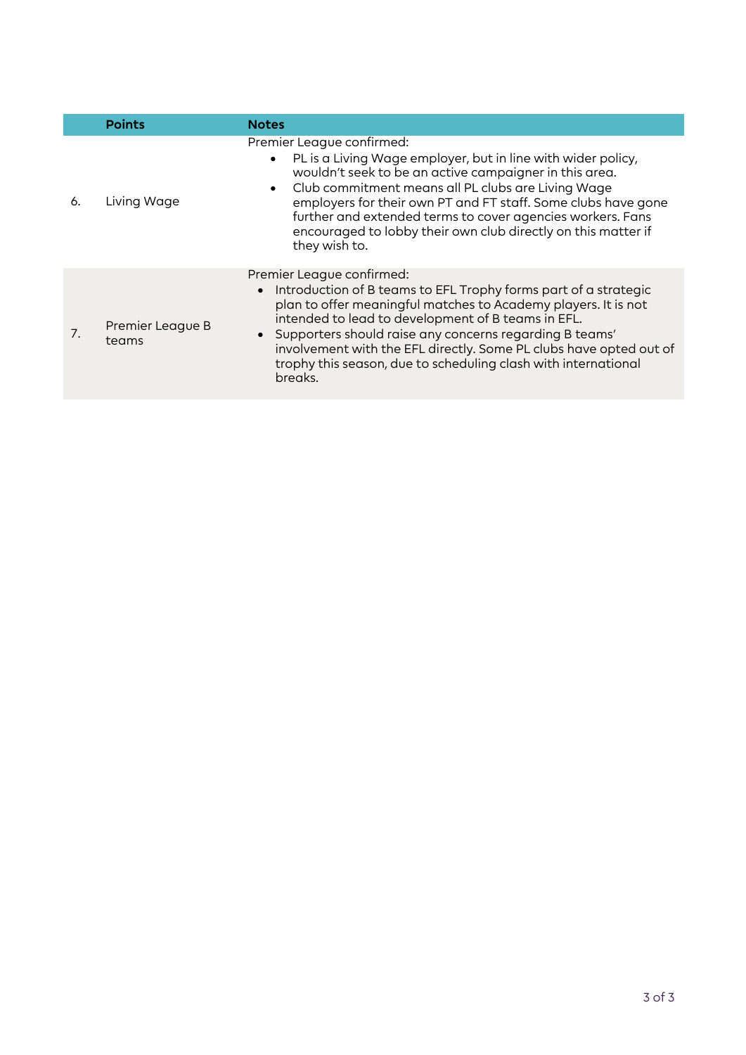| | Points | Notes |
|---|---|---|
| 6. | Living Wage | Premier League confirmed: <br>• PL is a Living Wage employer, but in line with wider policy, wouldn't seek to be an active campaigner in this area. <br>• Club commitment means all PL clubs are Living Wage employers for their own PT and FT staff. Some clubs have gone further and extended terms to cover agencies workers. Fans encouraged to lobby their own club directly on this matter if they wish to. |
| 7. | Premier League B teams | Premier League confirmed: <br>• Introduction of B teams to EFL Trophy forms part of a strategic plan to offer meaningful matches to Academy players. It is not intended to lead to development of B teams in EFL. <br>• Supporters should raise any concerns regarding B teams' involvement with the EFL directly. Some PL clubs have opted out of trophy this season, due to scheduling clash with international breaks. |